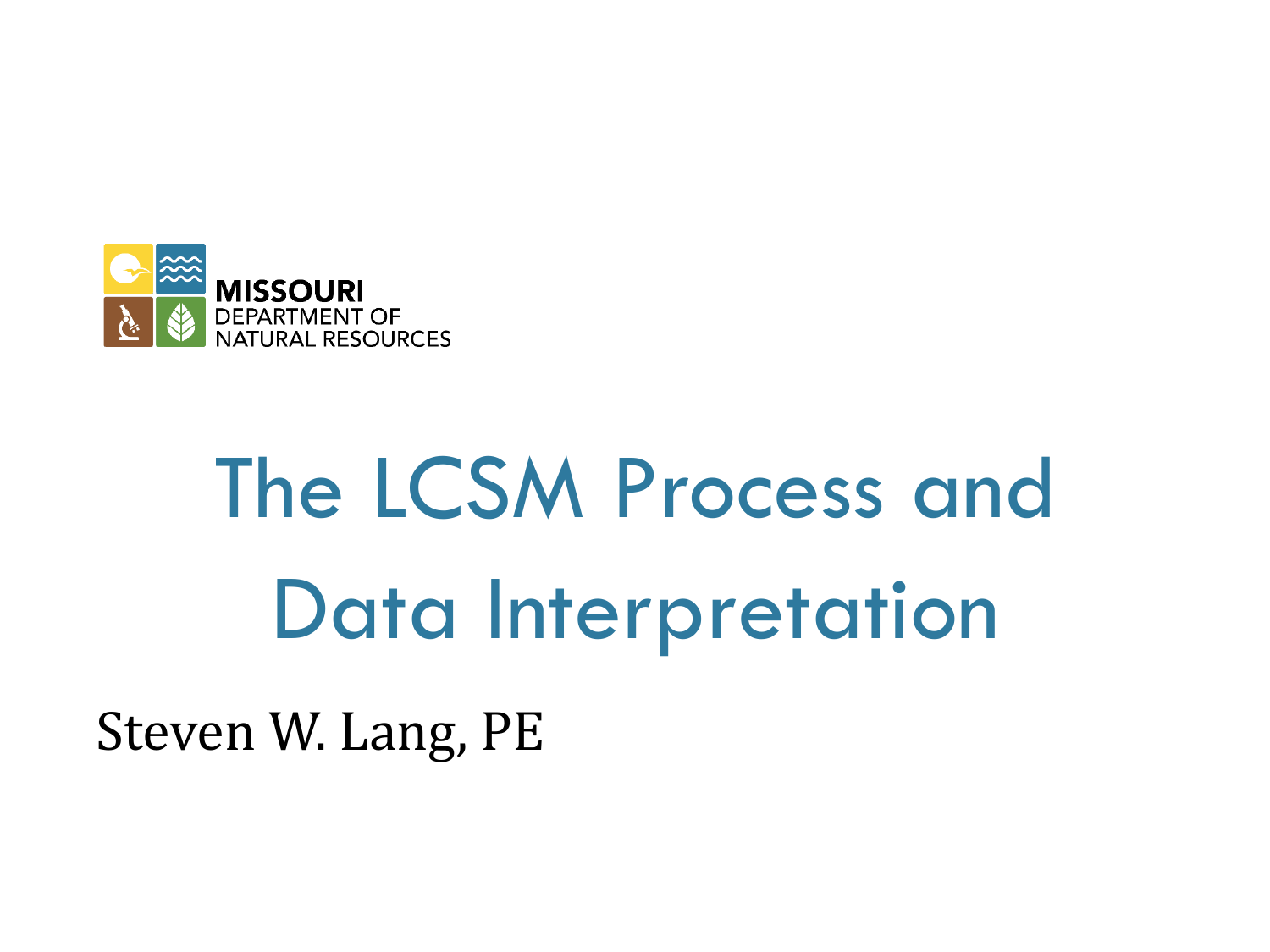MISSOURI
DEPARTMENT OF
NATURAL RESOURCES

# The LCSM Process and Data Interpretation

Steven W. Lang, PE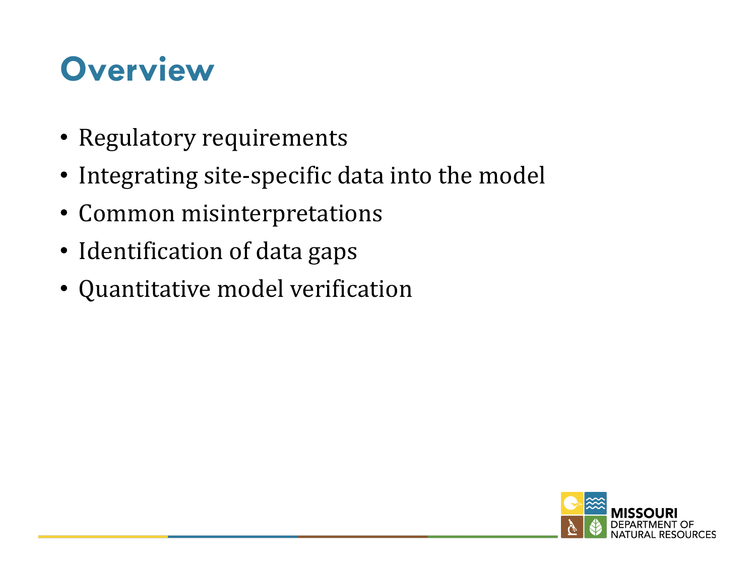# Overview

- Regulatory requirements
- Integrating site-specific data into the model
- Common misinterpretations
- Identification of data gaps
- Quantitative model verification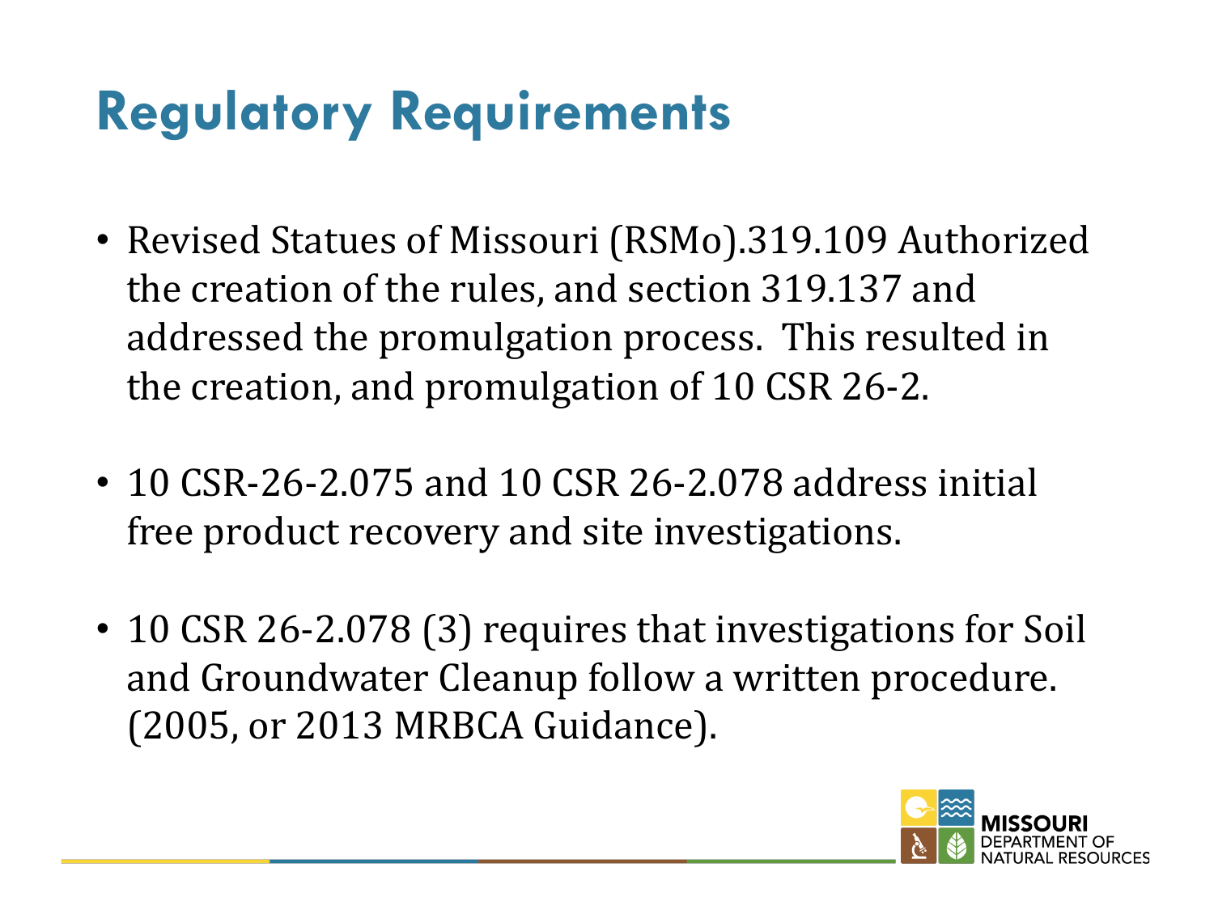# Regulatory Requirements

- Revised Statues of Missouri (RSMo).319.109 Authorized the creation of the rules, and section 319.137 and addressed the promulgation process.  This resulted in the creation, and promulgation of 10 CSR 26-2.

- 10 CSR-26-2.075 and 10 CSR 26-2.078 address initial free product recovery and site investigations.

- 10 CSR 26-2.078 (3) requires that investigations for Soil and Groundwater Cleanup follow a written procedure. (2005, or 2013 MRBCA Guidance).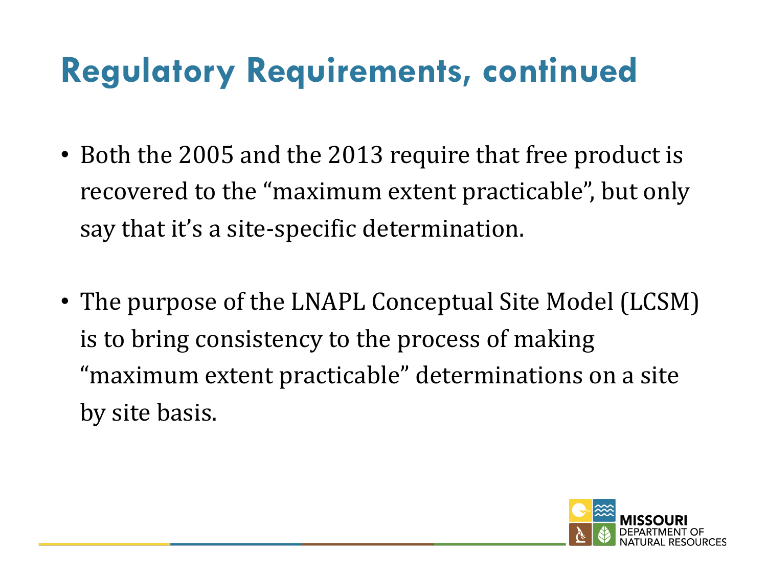# Regulatory Requirements, continued

- Both the 2005 and the 2013 require that free product is recovered to the "maximum extent practicable", but only say that it's a site-specific determination.

- The purpose of the LNAPL Conceptual Site Model (LCSM) is to bring consistency to the process of making "maximum extent practicable" determinations on a site by site basis.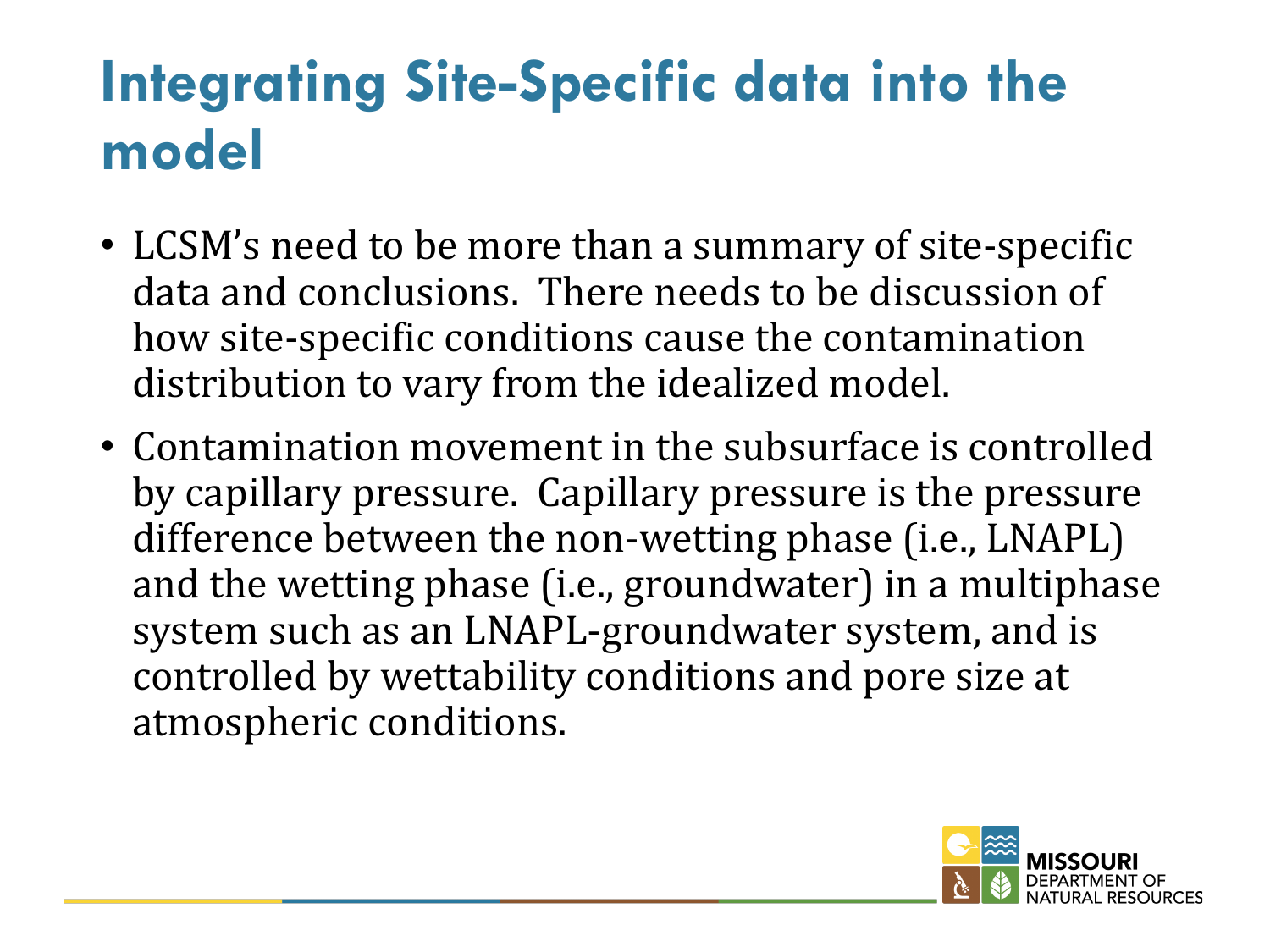# Integrating Site-Specific data into the model

- LCSM's need to be more than a summary of site-specific data and conclusions. There needs to be discussion of how site-specific conditions cause the contamination distribution to vary from the idealized model.
- Contamination movement in the subsurface is controlled by capillary pressure. Capillary pressure is the pressure difference between the non-wetting phase (i.e., LNAPL) and the wetting phase (i.e., groundwater) in a multiphase system such as an LNAPL-groundwater system, and is controlled by wettability conditions and pore size at atmospheric conditions.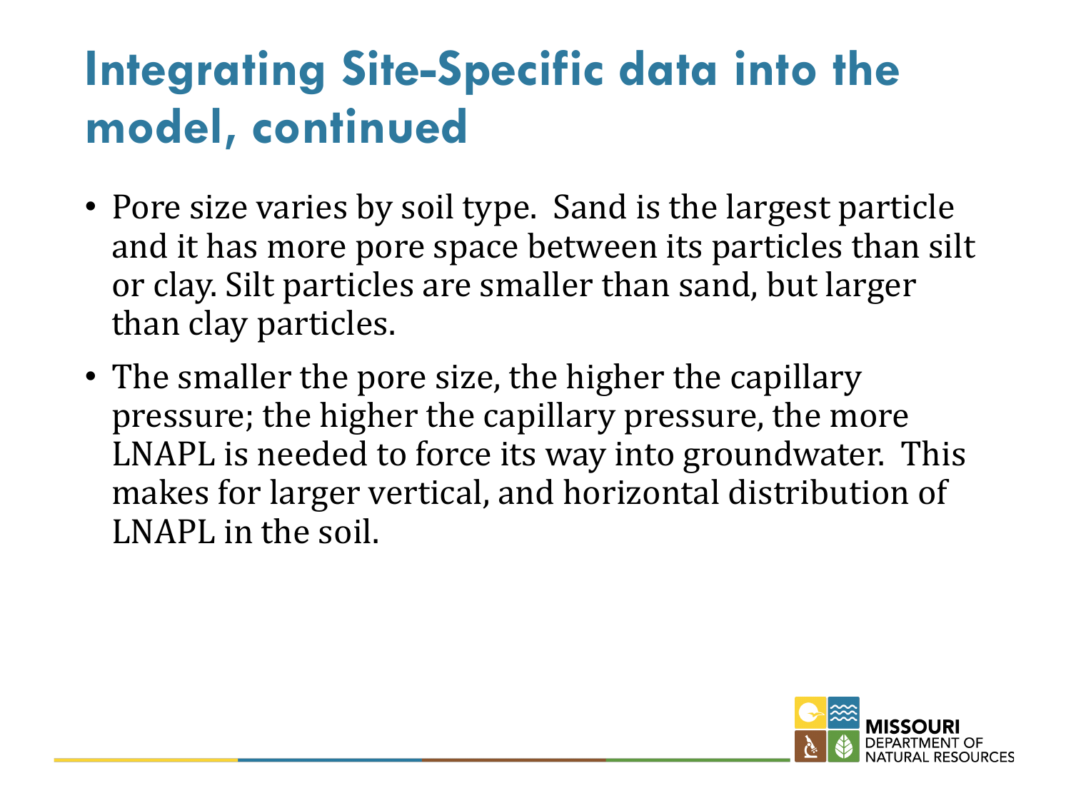# Integrating Site-Specific data into the model, continued

- Pore size varies by soil type. Sand is the largest particle and it has more pore space between its particles than silt or clay. Silt particles are smaller than sand, but larger than clay particles.
- The smaller the pore size, the higher the capillary pressure; the higher the capillary pressure, the more LNAPL is needed to force its way into groundwater. This makes for larger vertical, and horizontal distribution of LNAPL in the soil.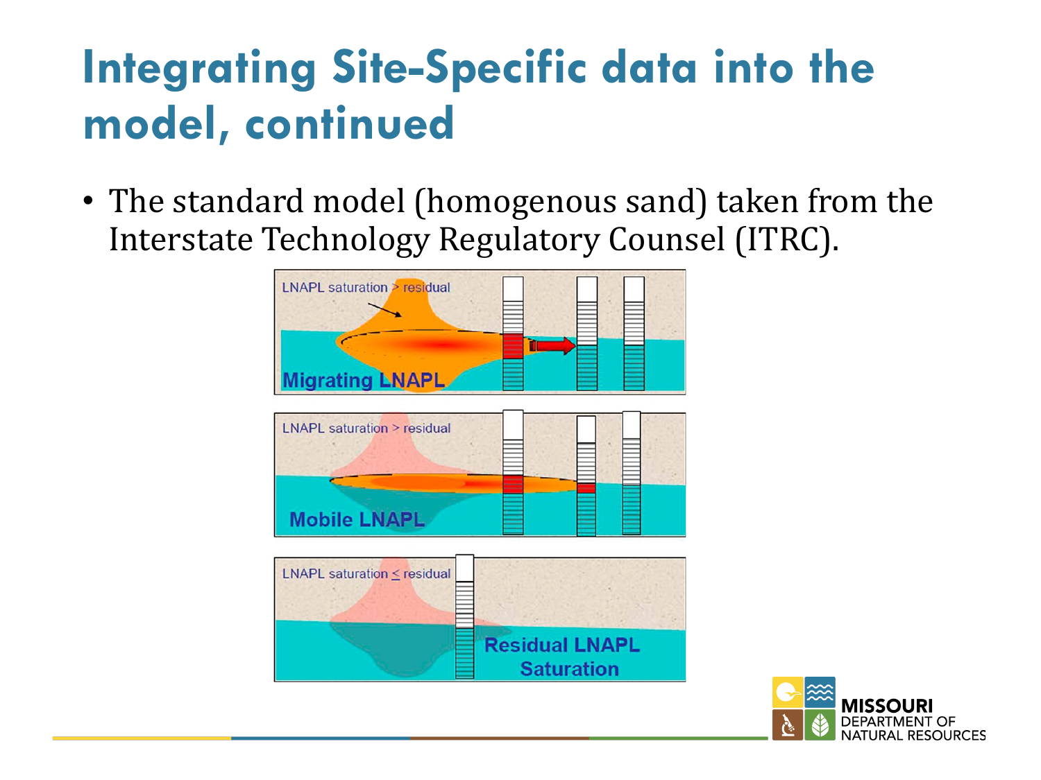# Integrating Site-Specific data into the model, continued

- The standard model (homogenous sand) taken from the Interstate Technology Regulatory Counsel (ITRC).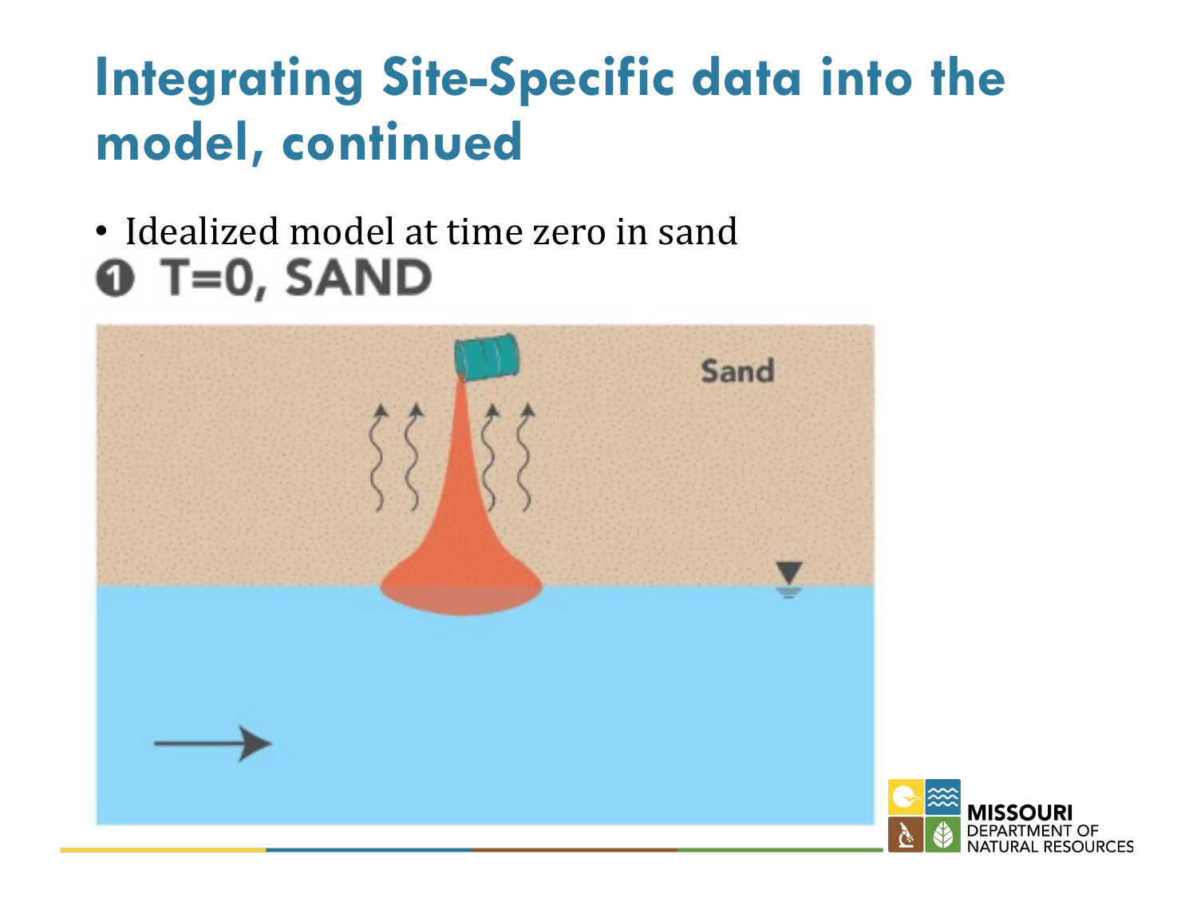# Integrating Site-Specific data into the model, continued

- Idealized model at time zero in sand

❶ T=0, SAND

Sand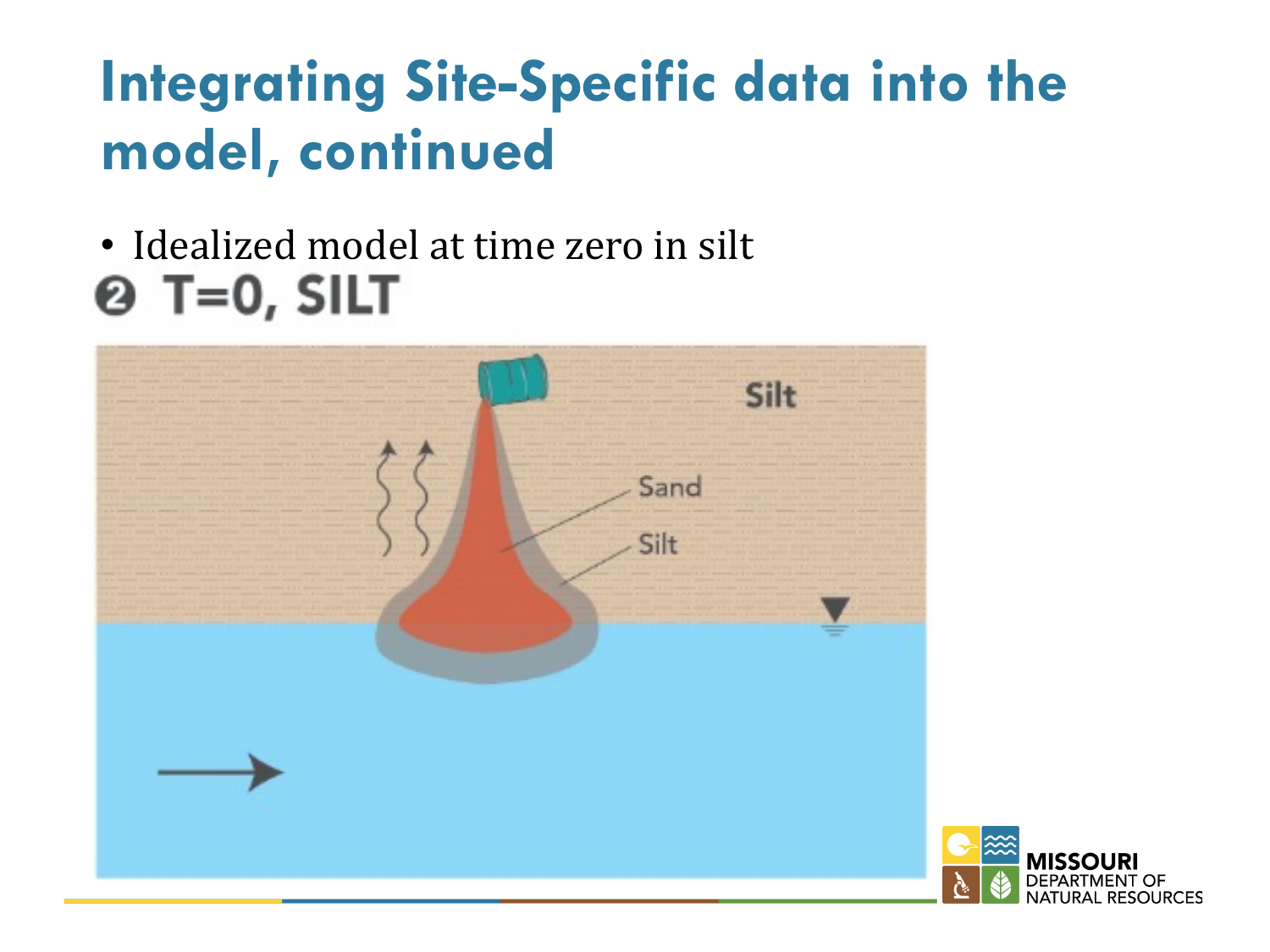# Integrating Site-Specific data into the model, continued

- Idealized model at time zero in silt

❷ T=0, SILT

Silt

Sand

Silt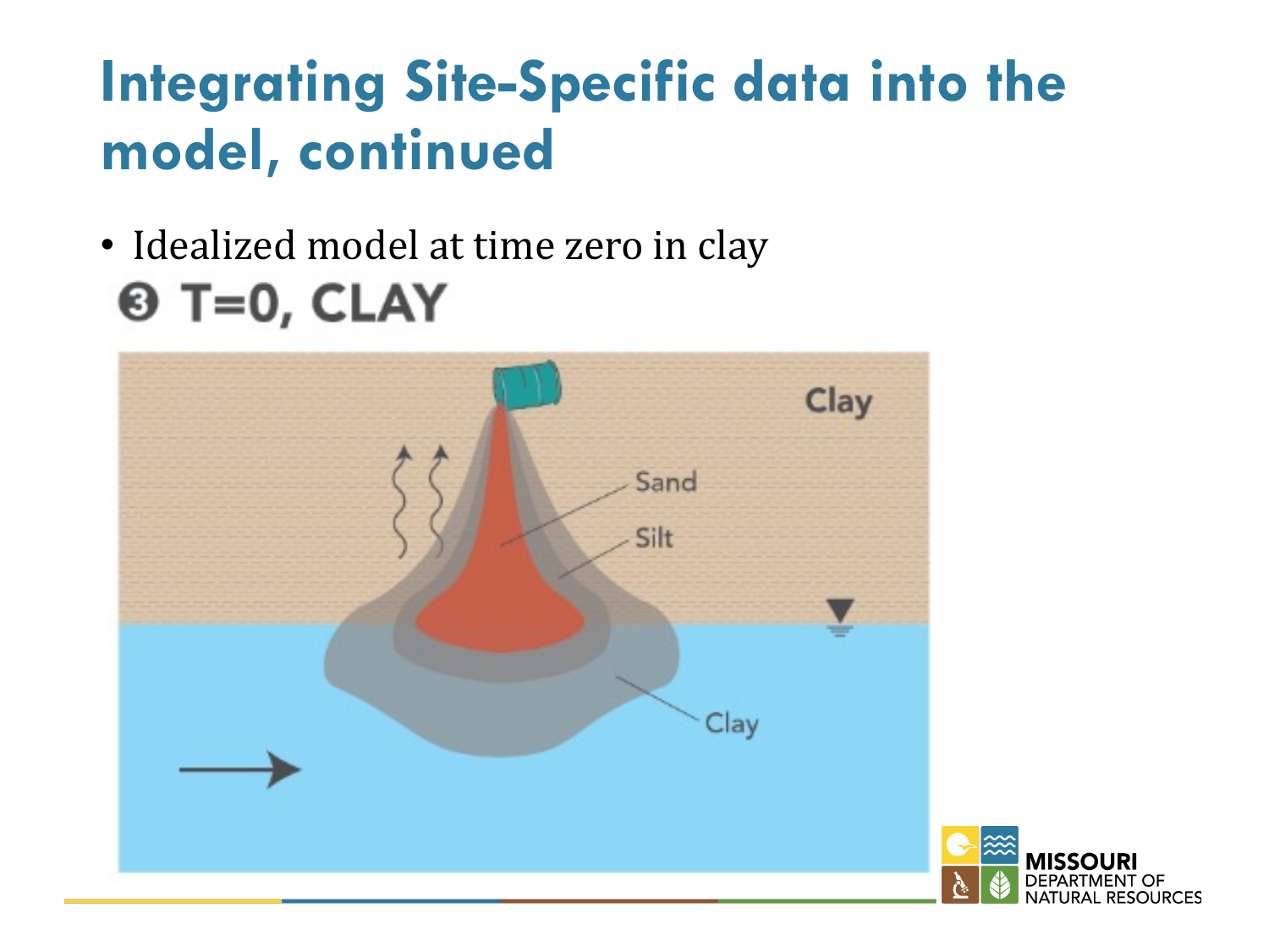# Integrating Site-Specific data into the model, continued

- Idealized model at time zero in clay

❸ T=0, CLAY

Clay

Sand

Silt

Clay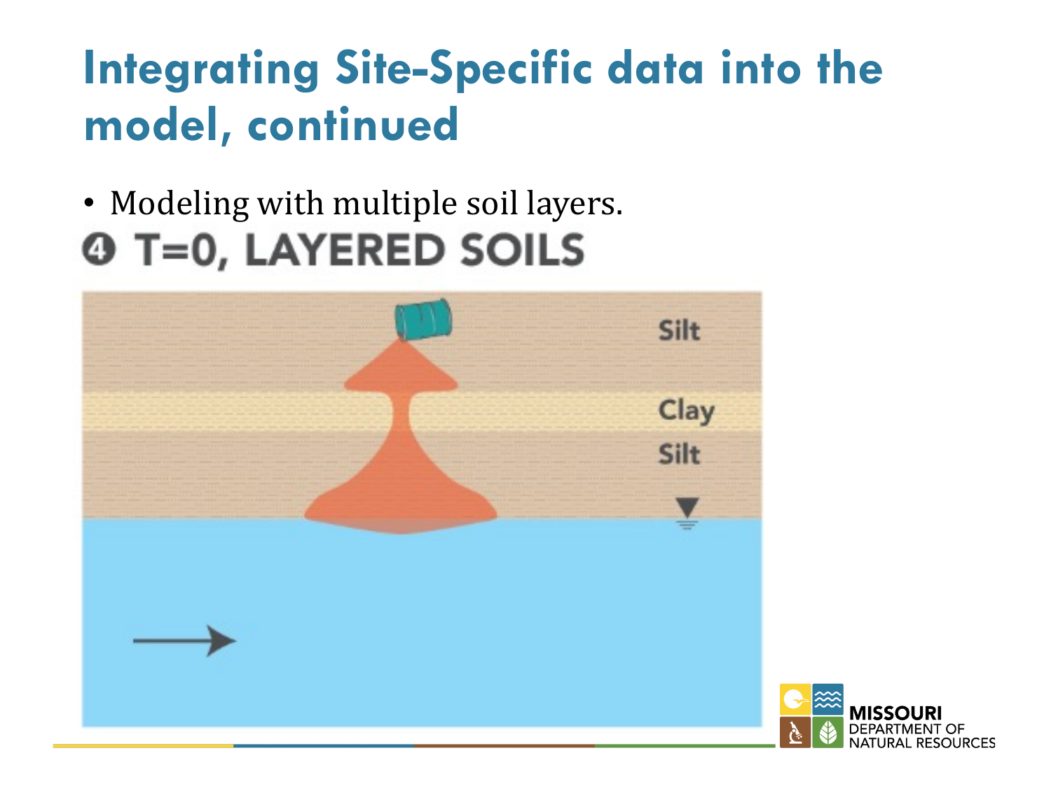# Integrating Site-Specific data into the model, continued

- Modeling with multiple soil layers.

❹ T=0, LAYERED SOILS

Silt

Clay

Silt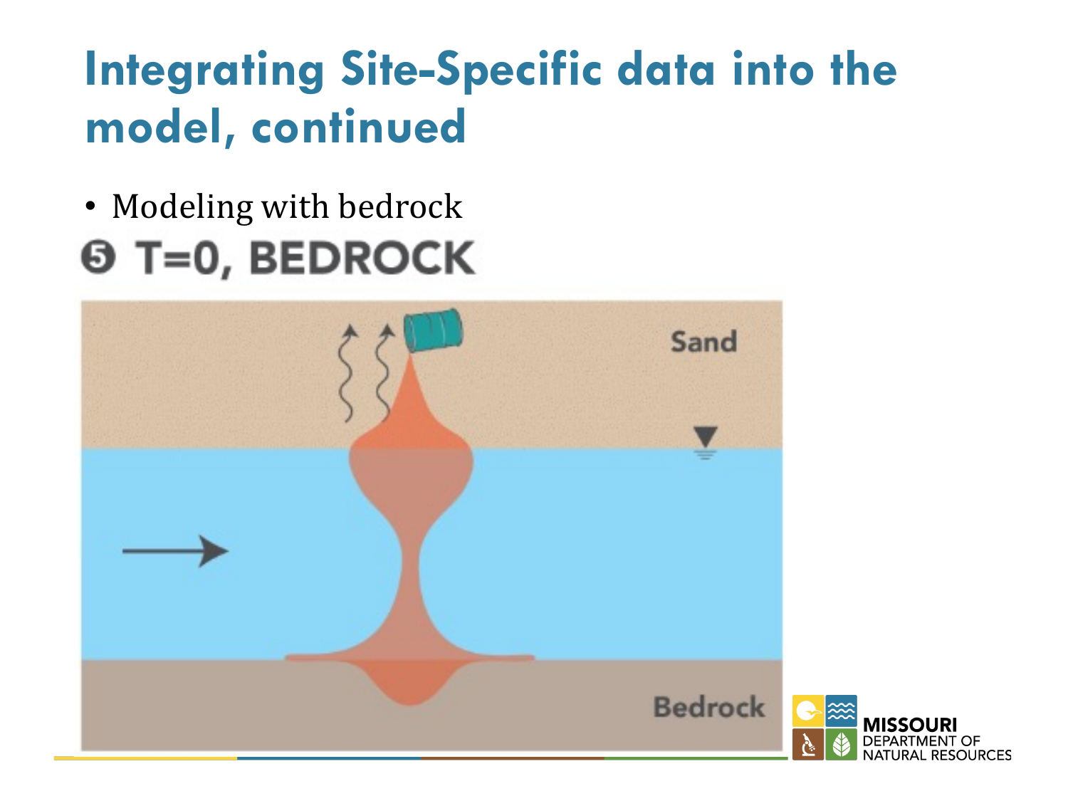# Integrating Site-Specific data into the model, continued

- Modeling with bedrock

❺ T=0, BEDROCK

Sand

Bedrock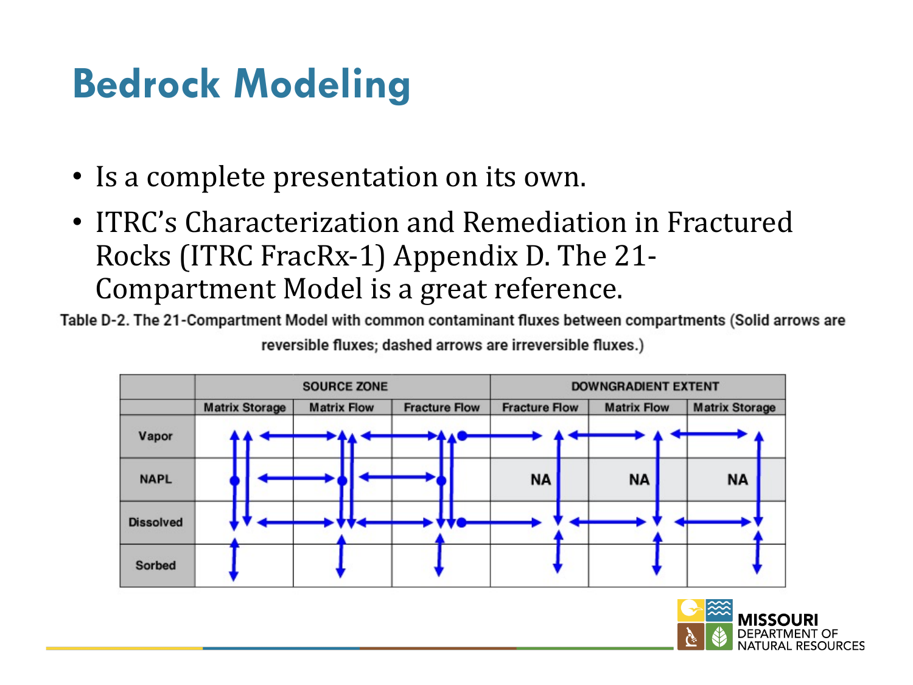# Bedrock Modeling

- Is a complete presentation on its own.
- ITRC's Characterization and Remediation in Fractured Rocks (ITRC FracRx-1) Appendix D. The 21-Compartment Model is a great reference.

Table D-2. The 21-Compartment Model with common contaminant fluxes between compartments (Solid arrows are reversible fluxes; dashed arrows are irreversible fluxes.)

| | SOURCE ZONE | | | DOWNGRADIENT EXTENT | | |
|---|---|---|---|---|---|---|
| | Matrix Storage | Matrix Flow | Fracture Flow | Fracture Flow | Matrix Flow | Matrix Storage |
| Vapor | | | | | | |
| NAPL | | | | NA | NA | NA |
| Dissolved | | | | | | |
| Sorbed | | | | | | |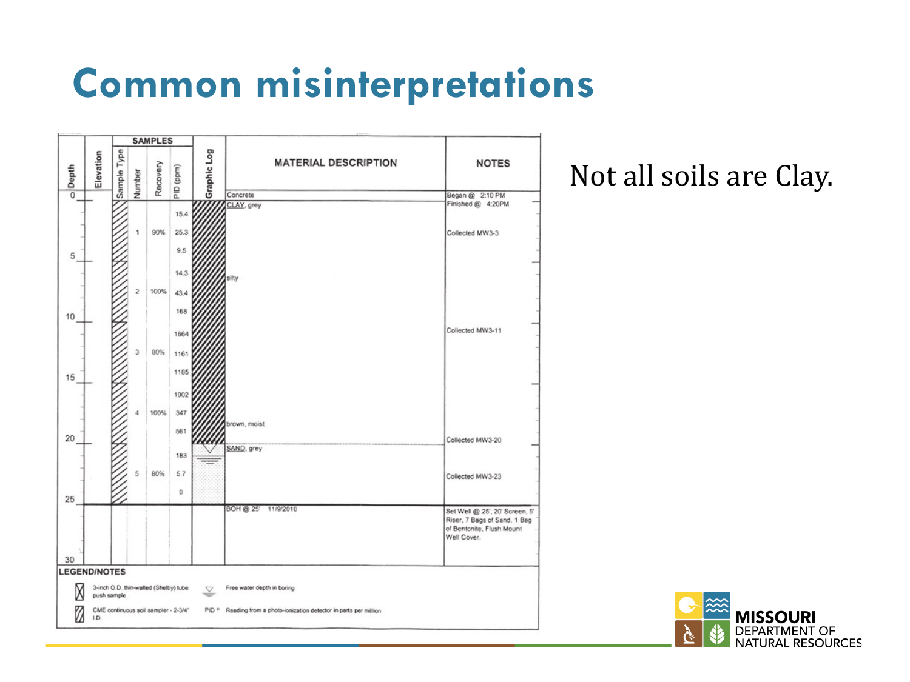# Common misinterpretations

| Depth | Elevation | Sample Type | Number | Recovery | PID (ppm) | Graphic Log | MATERIAL DESCRIPTION | NOTES |
|---|---|---|---|---|---|---|---|---|
| 0 | | | | | | | Concrete | Began @ 2:10 PM |
| | | | | | | | CLAY, grey | Finished @ 4:20PM |
| | | | | | 15.4 | | | |
| | | | 1 | 90% | 25.3 | | | Collected MW3-3 |
| 5 | | | | | 9.5 | | | |
| | | | | | 14.3 | | silty | |
| | | | 2 | 100% | 43.4 | | | |
| 10 | | | | | 168 | | | |
| | | | | | 1664 | | | Collected MW3-11 |
| | | | 3 | 80% | 1161 | | | |
| 15 | | | | | 1185 | | | |
| | | | | | 1002 | | | |
| | | | 4 | 100% | 347 | | | |
| | | | | | 561 | | brown, moist | |
| 20 | | | | | | | SAND, grey | Collected MW3-20 |
| | | | | | 183 | | | |
| | | | 5 | 80% | 5.7 | | | Collected MW3-23 |
| 25 | | | | | 0 | | | |
| | | | | | | | BOH @ 25' 11/9/2010 | Set Well @ 25', 20' Screen, 5' Riser, 7 Bags of Sand, 1 Bag of Bentonite, Flush Mount Well Cover. |
| 30 | | | | | | | | |

**LEGEND/NOTES**

- 3-inch O.D. thin-walled (Shelby) tube push sample
- CME continuous soil sampler - 2-3/4" I.D.
- ▽ Free water depth in boring
- PID = Reading from a photo-ionization detector in parts per million

Not all soils are Clay.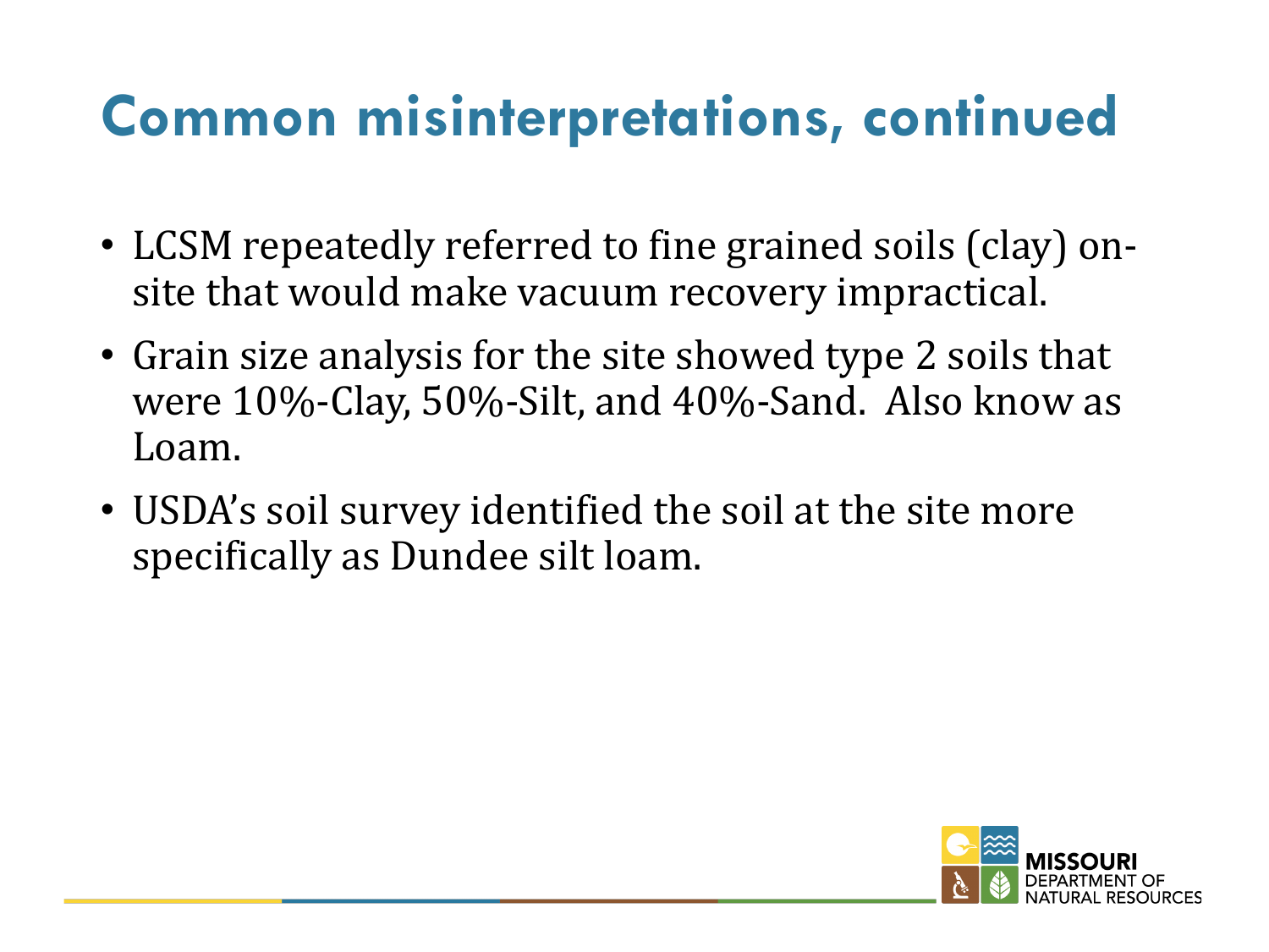# Common misinterpretations, continued

- LCSM repeatedly referred to fine grained soils (clay) on-site that would make vacuum recovery impractical.
- Grain size analysis for the site showed type 2 soils that were 10%-Clay, 50%-Silt, and 40%-Sand. Also know as Loam.
- USDA's soil survey identified the soil at the site more specifically as Dundee silt loam.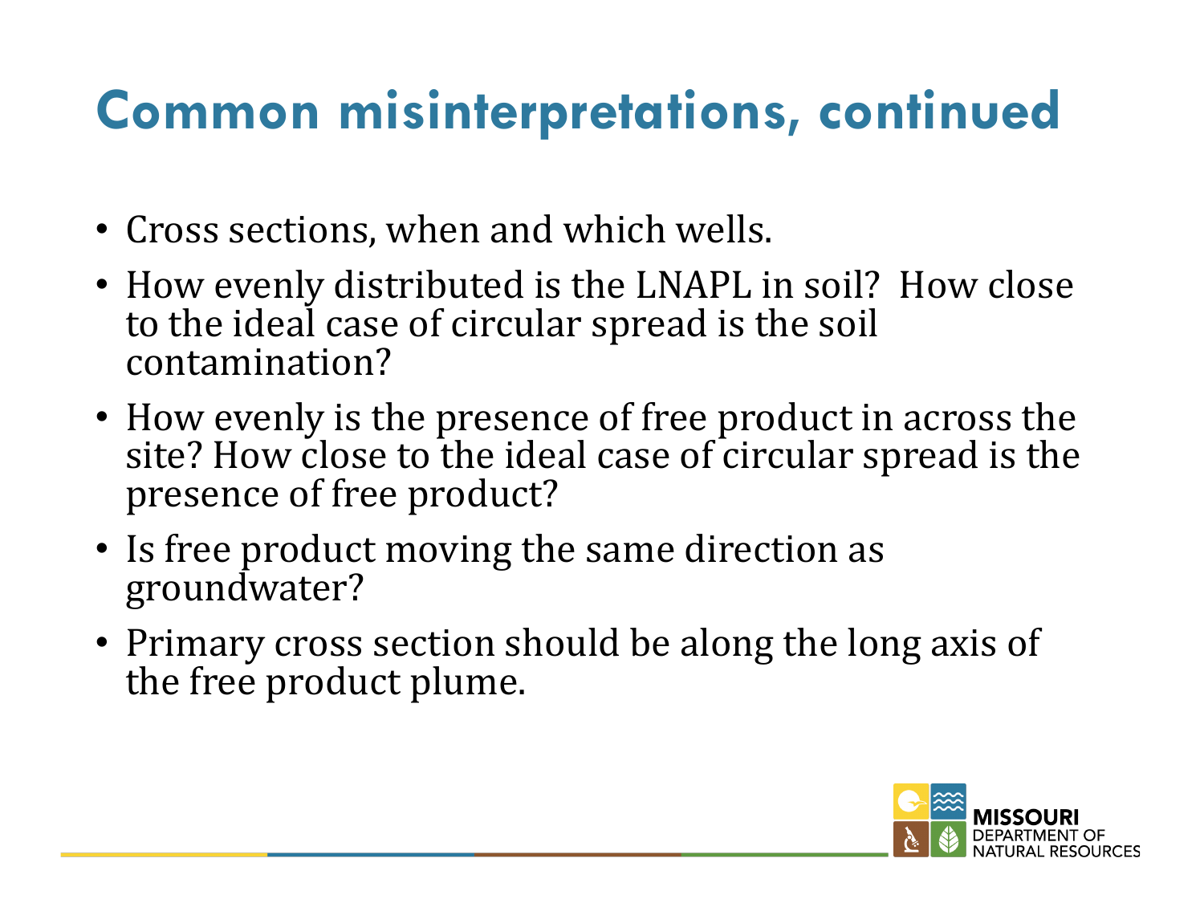# Common misinterpretations, continued

- Cross sections, when and which wells.
- How evenly distributed is the LNAPL in soil? How close to the ideal case of circular spread is the soil contamination?
- How evenly is the presence of free product in across the site? How close to the ideal case of circular spread is the presence of free product?
- Is free product moving the same direction as groundwater?
- Primary cross section should be along the long axis of the free product plume.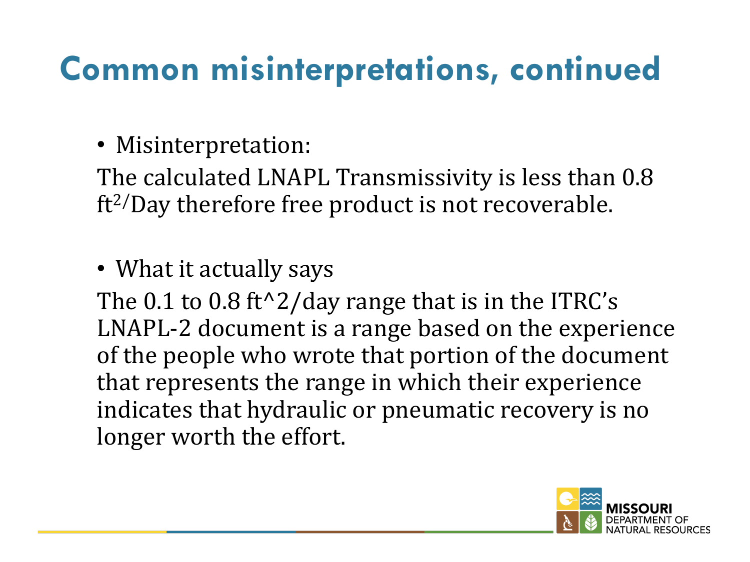# Common misinterpretations, continued

- Misinterpretation:

The calculated LNAPL Transmissivity is less than 0.8 $ft^2$/Day therefore free product is not recoverable.

- What it actually says

The 0.1 to 0.8 ft^2/day range that is in the ITRC's LNAPL-2 document is a range based on the experience of the people who wrote that portion of the document that represents the range in which their experience indicates that hydraulic or pneumatic recovery is no longer worth the effort.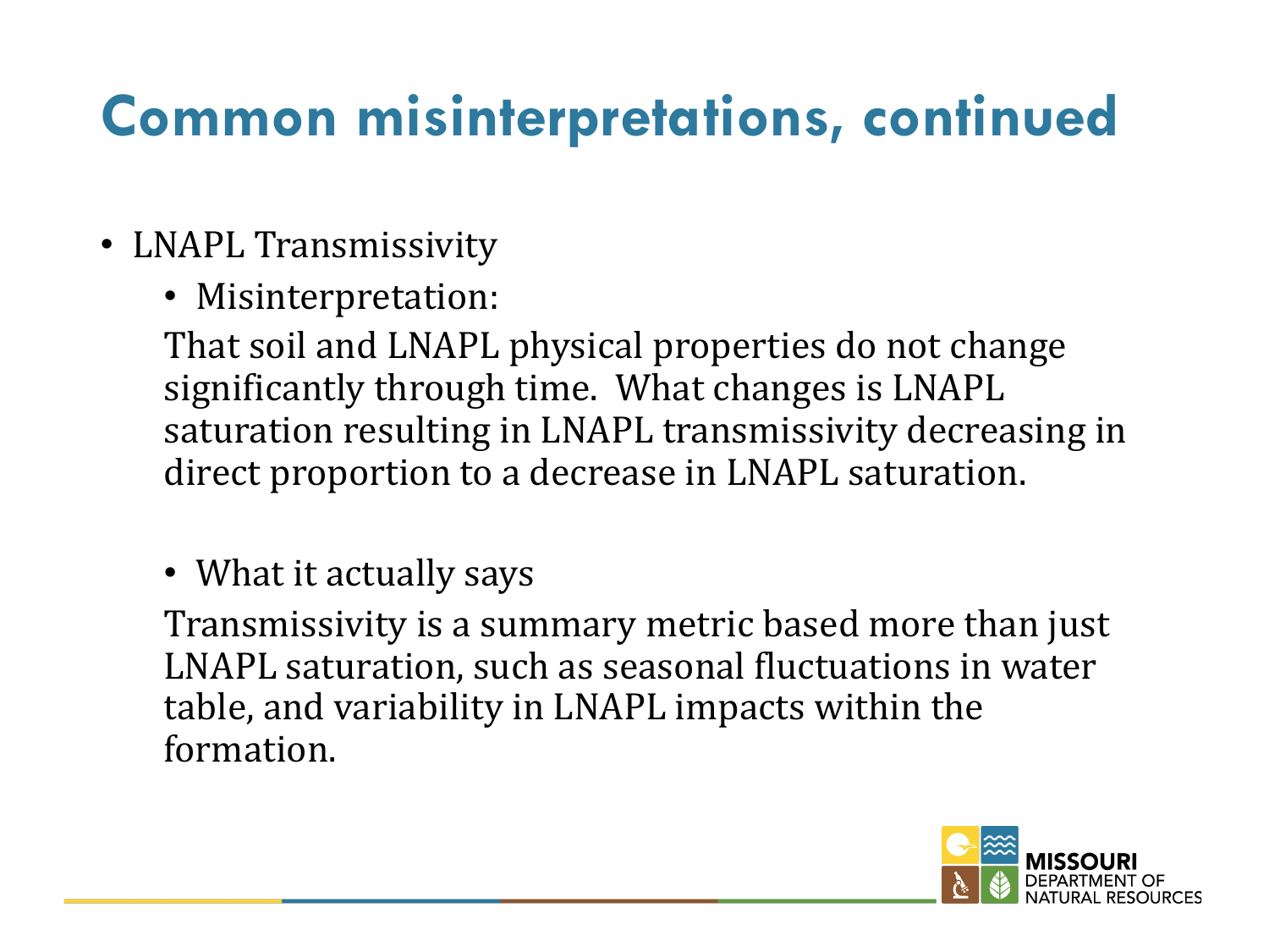# Common misinterpretations, continued

- LNAPL Transmissivity
  - Misinterpretation:

    That soil and LNAPL physical properties do not change significantly through time. What changes is LNAPL saturation resulting in LNAPL transmissivity decreasing in direct proportion to a decrease in LNAPL saturation.

  - What it actually says

    Transmissivity is a summary metric based more than just LNAPL saturation, such as seasonal fluctuations in water table, and variability in LNAPL impacts within the formation.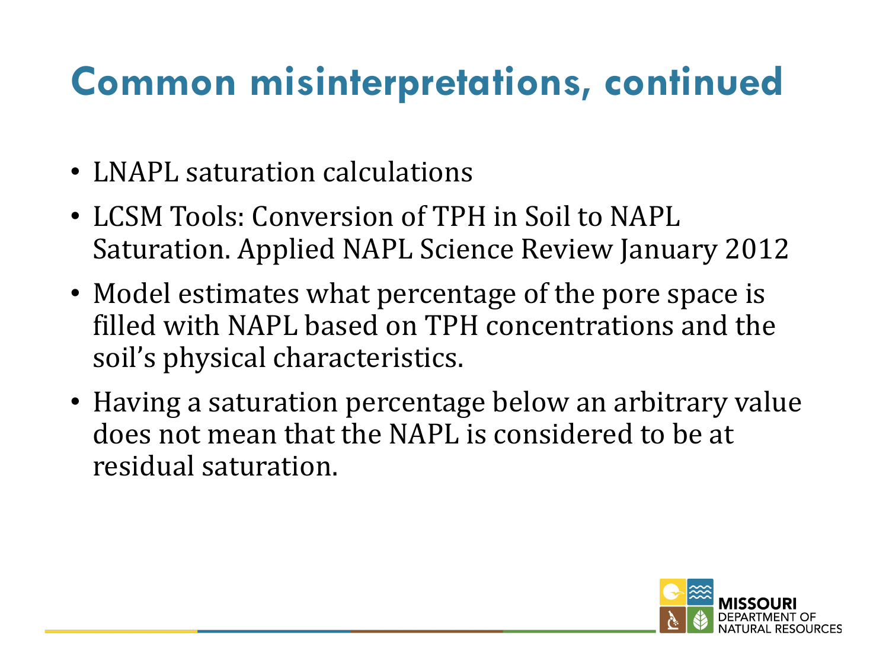# Common misinterpretations, continued

- LNAPL saturation calculations
- LCSM Tools: Conversion of TPH in Soil to NAPL Saturation. Applied NAPL Science Review January 2012
- Model estimates what percentage of the pore space is filled with NAPL based on TPH concentrations and the soil's physical characteristics.
- Having a saturation percentage below an arbitrary value does not mean that the NAPL is considered to be at residual saturation.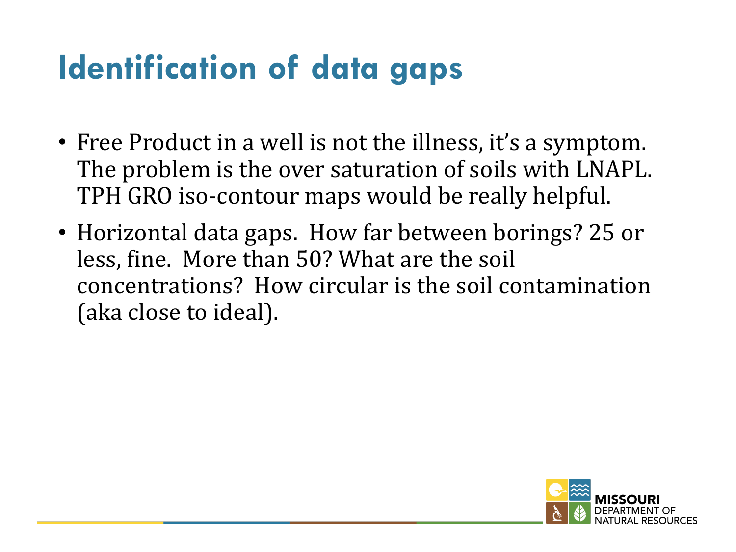# Identification of data gaps

- Free Product in a well is not the illness, it's a symptom. The problem is the over saturation of soils with LNAPL. TPH GRO iso-contour maps would be really helpful.
- Horizontal data gaps. How far between borings? 25 or less, fine. More than 50? What are the soil concentrations? How circular is the soil contamination (aka close to ideal).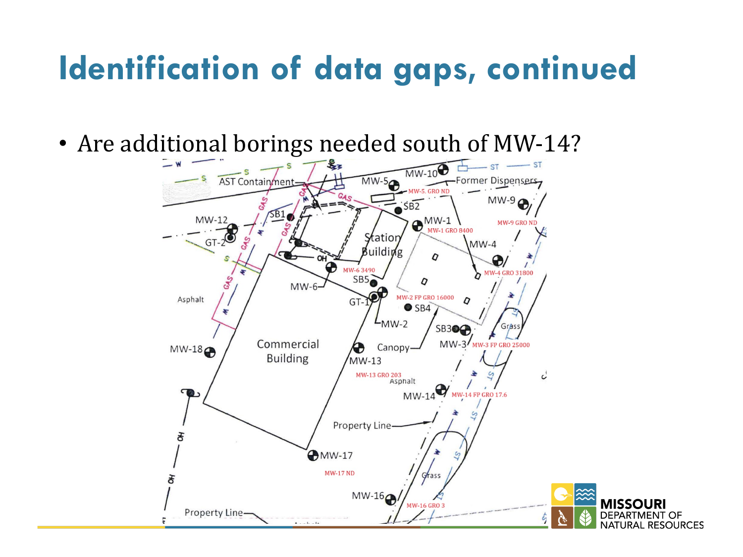# Identification of data gaps, continued

- Are additional borings needed south of MW-14?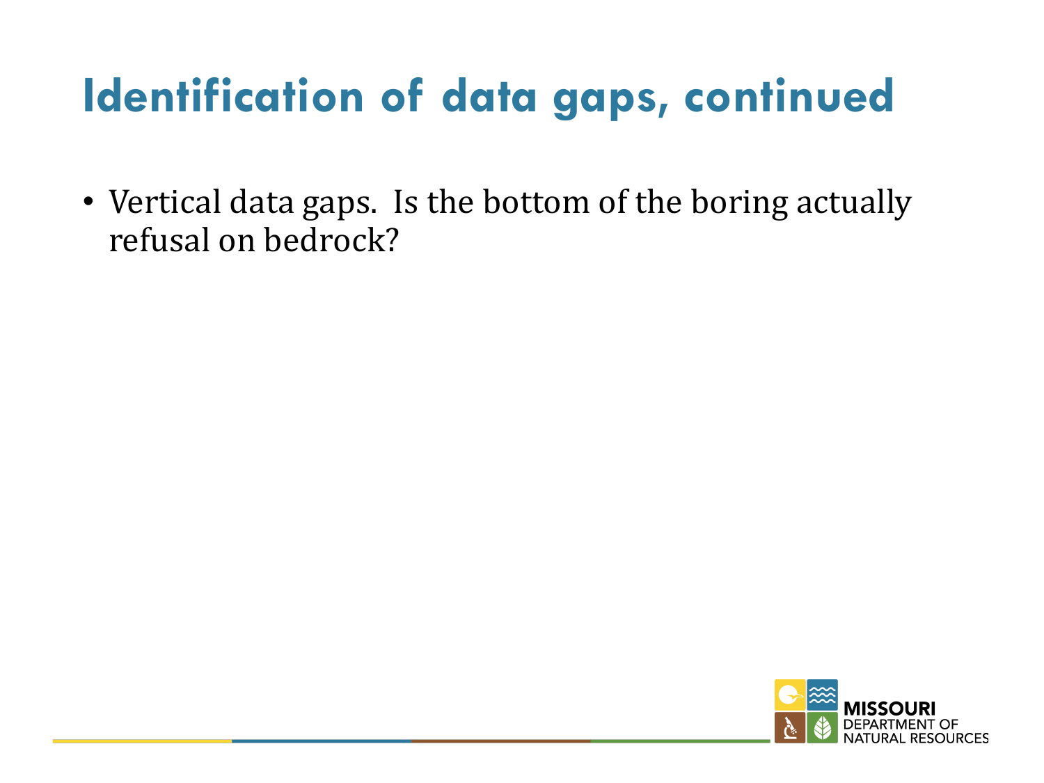# Identification of data gaps, continued

- Vertical data gaps.  Is the bottom of the boring actually refusal on bedrock?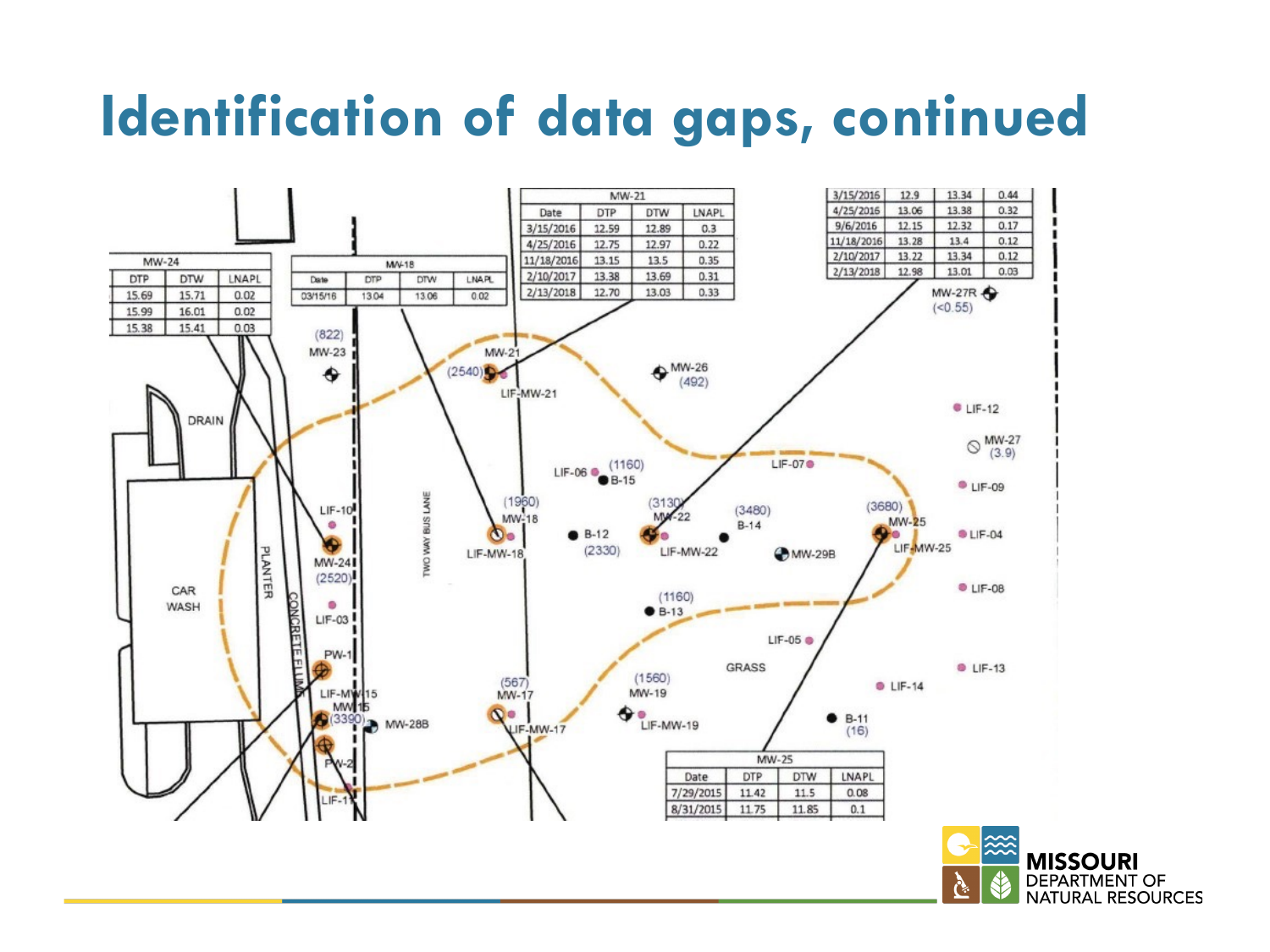# Identification of data gaps, continued

| MW-24 | | |
|---|---|---|
| DTP | DTW | LNAPL |
| 15.69 | 15.71 | 0.02 |
| 15.99 | 16.01 | 0.02 |
| 15.38 | 15.41 | 0.03 |

| MW-18 | | | |
|---|---|---|---|
| Date | DTP | DTW | LNAPL |
| 03/15/16 | 13.04 | 13.06 | 0.02 |

| MW-21 | | | |
|---|---|---|---|
| Date | DTP | DTW | LNAPL |
| 3/15/2016 | 12.59 | 12.89 | 0.3 |
| 4/25/2016 | 12.75 | 12.97 | 0.22 |
| 11/18/2016 | 13.15 | 13.5 | 0.35 |
| 2/10/2017 | 13.38 | 13.69 | 0.31 |
| 2/13/2018 | 12.70 | 13.03 | 0.33 |

| | | | |
|---|---|---|---|
| 3/15/2016 | 12.9 | 13.34 | 0.44 |
| 4/25/2016 | 13.06 | 13.38 | 0.32 |
| 9/6/2016 | 12.15 | 12.32 | 0.17 |
| 11/18/2016 | 13.28 | 13.4 | 0.12 |
| 2/10/2017 | 13.22 | 13.34 | 0.12 |
| 2/13/2018 | 12.98 | 13.01 | 0.03 |

| MW-25 | | | |
|---|---|---|---|
| Date | DTP | DTW | LNAPL |
| 7/29/2015 | 11.42 | 11.5 | 0.08 |
| 8/31/2015 | 11.75 | 11.85 | 0.1 |

MW-23 (822), MW-21 (2540), LIF-MW-21, MW-26 (492), MW-27R (<0.55), LIF-12, MW-27 (3.9), LIF-09, LIF-04, LIF-08, LIF-13, LIF-14, B-11 (16), LIF-07, LIF-06 (1160) B-15, MW-18 (1960), LIF-MW-18, B-12 (2330), MW-22 (3130), LIF-MW-22, B-14 (3480), MW-29B, MW-25 (3680), LIF-MW-25, B-13 (1160), LIF-05, GRASS, MW-19 (1560), LIF-MW-19, MW-17 (567), LIF-MW-17, MW-28B, LIF-MW-15, MW-15 (3390), PW-1, PW-2, LIF-11, LIF-03, MW-24 (2520), LIF-10, DRAIN, CAR WASH, PLANTER, CONCRETE FLUME, TWO WAY BUS LANE

MISSOURI DEPARTMENT OF NATURAL RESOURCES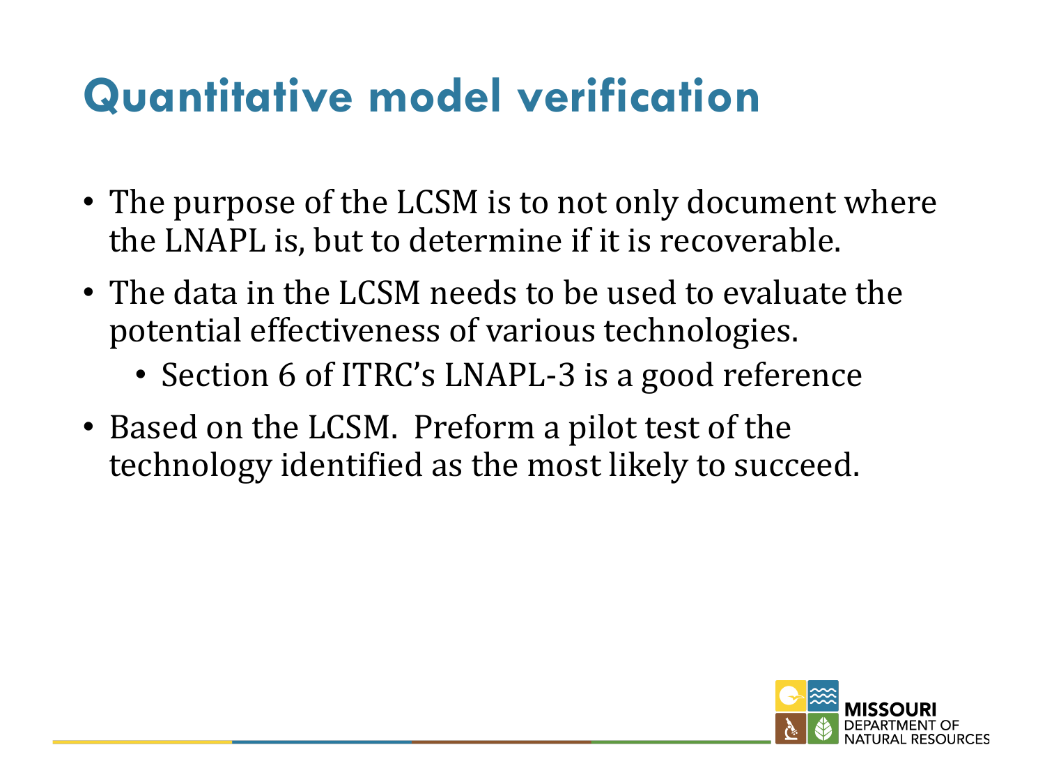# Quantitative model verification

- The purpose of the LCSM is to not only document where the LNAPL is, but to determine if it is recoverable.
- The data in the LCSM needs to be used to evaluate the potential effectiveness of various technologies.
  - Section 6 of ITRC's LNAPL-3 is a good reference
- Based on the LCSM.  Preform a pilot test of the technology identified as the most likely to succeed.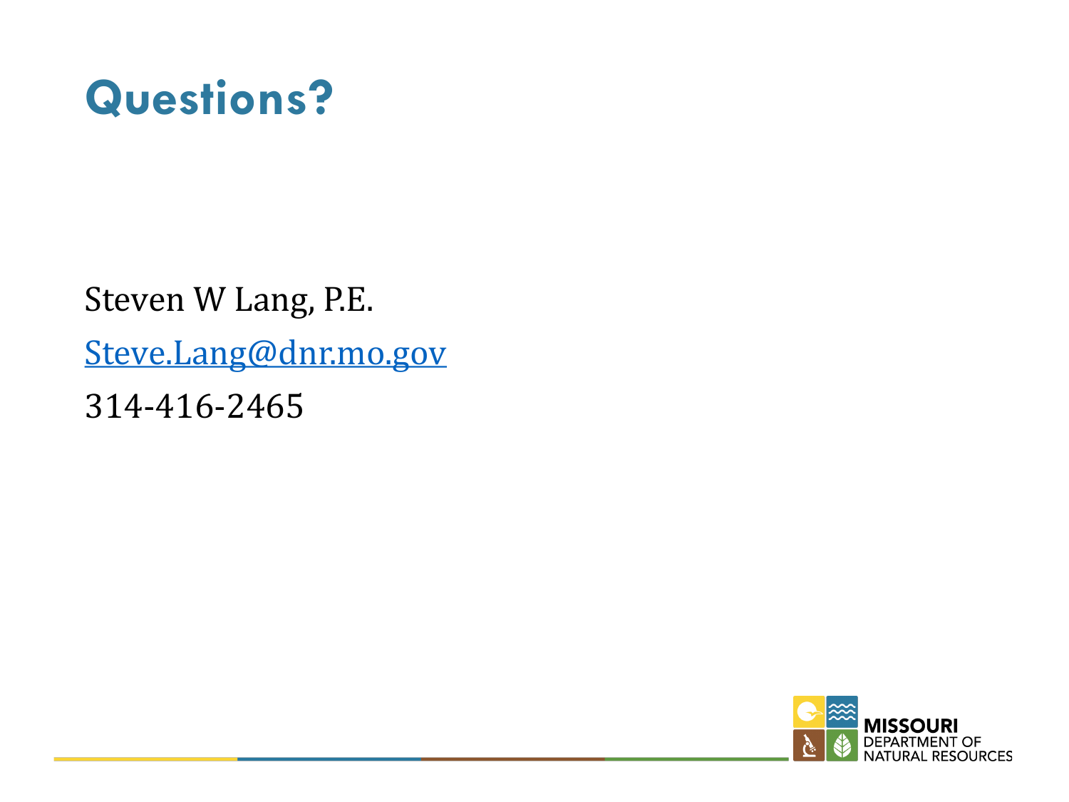# Questions?

Steven W Lang, P.E.

Steve.Lang@dnr.mo.gov

314-416-2465

MISSOURI DEPARTMENT OF NATURAL RESOURCES